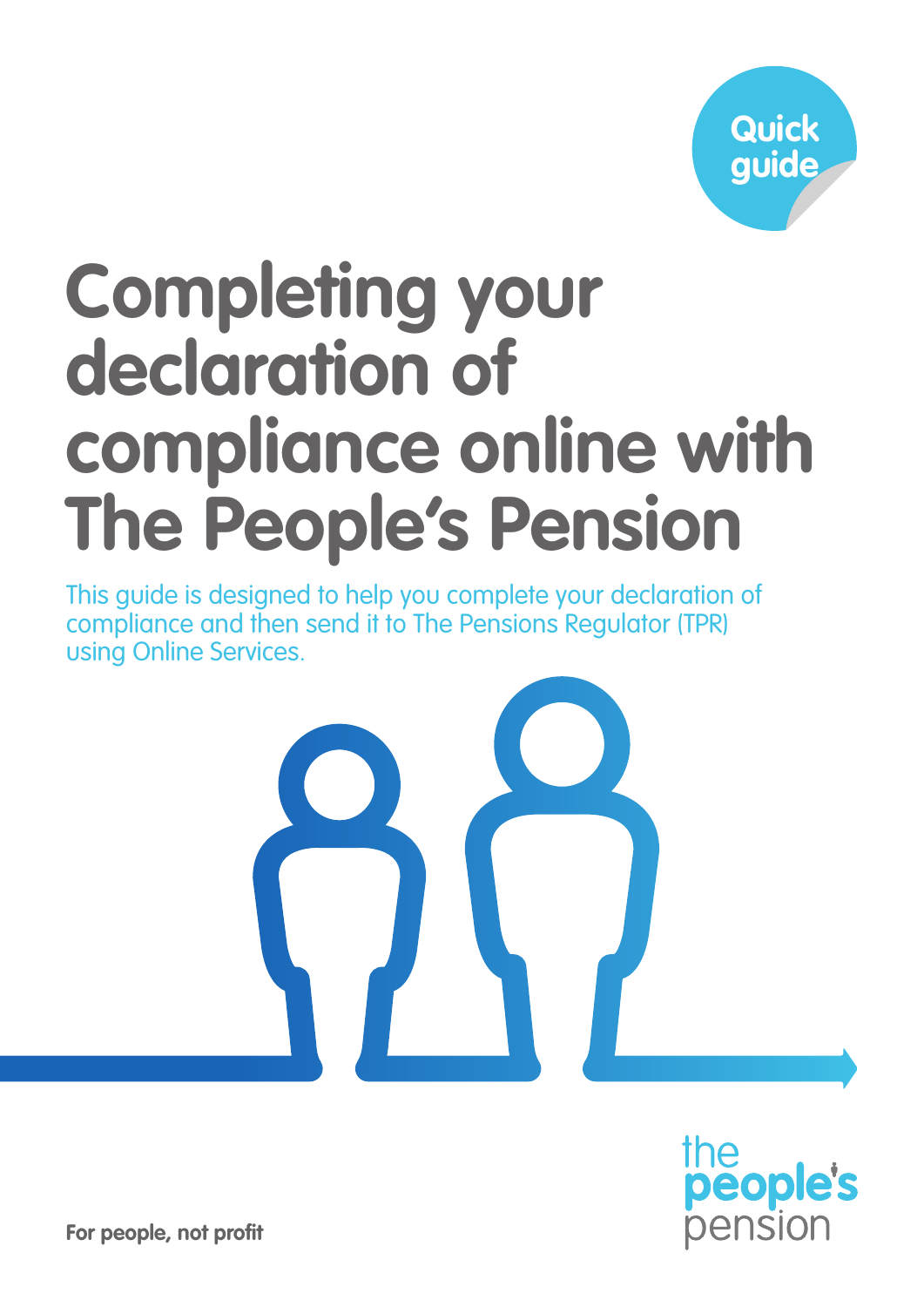Quick guide

# Completing your declaration of compliance online with The People's Pension

This guide is designed to help you complete your declaration of compliance and then send it to The Pensions Regulator (TPR) using Online Services.

the people's pension

**For people, not profit**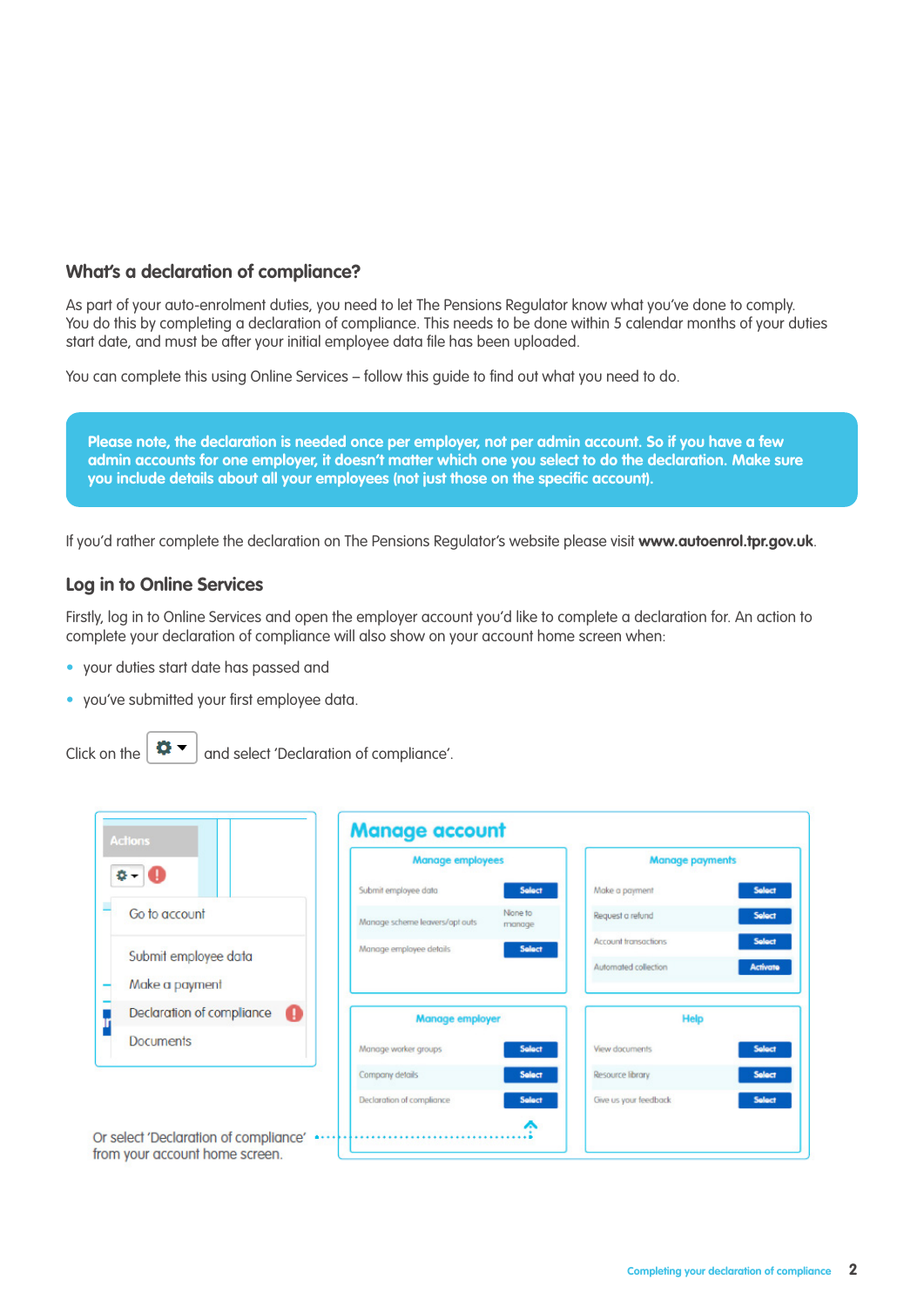## What's a declaration of compliance?

As part of your auto-enrolment duties, you need to let The Pensions Regulator know what you've done to comply. You do this by completing a declaration of compliance. This needs to be done within 5 calendar months of your duties start date, and must be after your initial employee data file has been uploaded.

You can complete this using Online Services – follow this guide to find out what you need to do.

**Please note, the declaration is needed once per employer, not per admin account. So if you have a few admin accounts for one employer, it doesn't matter which one you select to do the declaration. Make sure you include details about all your employees (not just those on the specific account).**

If you'd rather complete the declaration on The Pensions Regulator's website please visit **www.autoenrol.tpr.gov.uk**.

## Log in to Online Services

Firstly, log in to Online Services and open the employer account you'd like to complete a declaration for. An action to complete your declaration of compliance will also show on your account home screen when:

- your duties start date has passed and
- you've submitted your first employee data.

Click on the ⚙ ▾ and select 'Declaration of compliance'.

Actions

- Go to account
- Submit employee data
- Make a payment
- Declaration of compliance
- Documents

**Manage account**

| Manage employees | |
|---|---|
| Submit employee data | Select |
| Manage scheme leavers/opt outs | None to manage |
| Manage employee details | Select |

| Manage payments | |
|---|---|
| Make a payment | Select |
| Request a refund | Select |
| Account transactions | Select |
| Automated collection | Activate |

| Manage employer | |
|---|---|
| Manage worker groups | Select |
| Company details | Select |
| Declaration of compliance | Select |

| Help | |
|---|---|
| View documents | Select |
| Resource library | Select |
| Give us your feedback | Select |

Or select 'Declaration of compliance' from your account home screen.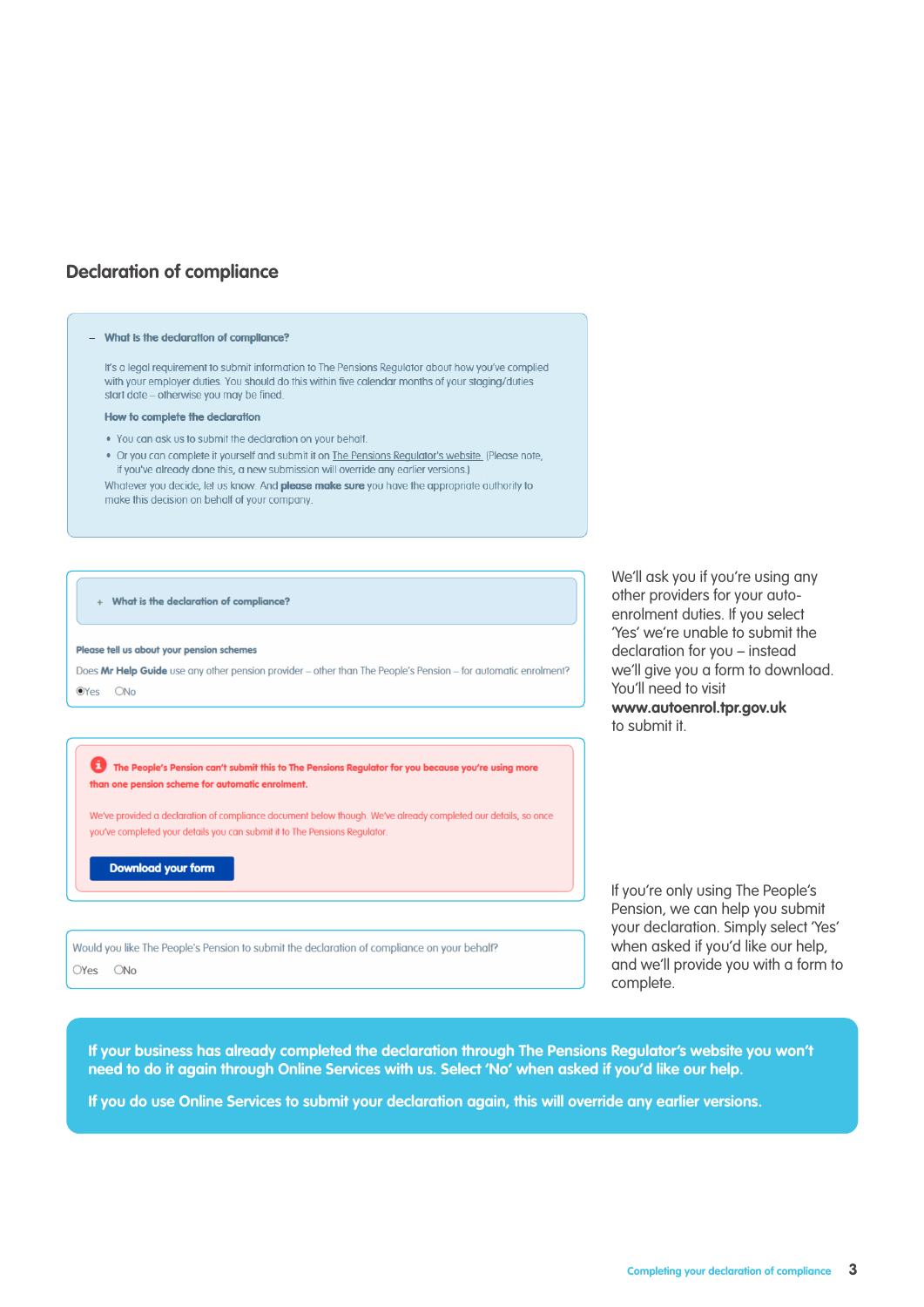## Declaration of compliance

– **What is the declaration of compliance?**

It's a legal requirement to submit information to The Pensions Regulator about how you've complied with your employer duties. You should do this within five calendar months of your staging/duties start date – otherwise you may be fined.

**How to complete the declaration**

- You can ask us to submit the declaration on your behalf.
- Or you can complete it yourself and submit it on The Pensions Regulator's website. (Please note, if you've already done this, a new submission will override any earlier versions.)

Whatever you decide, let us know. And **please make sure** you have the appropriate authority to make this decision on behalf of your company.

+ **What is the declaration of compliance?**

**Please tell us about your pension schemes**

Does **Mr Help Guide** use any other pension provider – other than The People's Pension – for automatic enrolment?

◉Yes ○No

We'll ask you if you're using any other providers for your auto-enrolment duties. If you select 'Yes' we're unable to submit the declaration for you – instead we'll give you a form to download. You'll need to visit **www.autoenrol.tpr.gov.uk** to submit it.

**The People's Pension can't submit this to The Pensions Regulator for you because you're using more than one pension scheme for automatic enrolment.**

We've provided a declaration of compliance document below though. We've already completed our details, so once you've completed your details you can submit it to The Pensions Regulator.

**Download your form**

Would you like The People's Pension to submit the declaration of compliance on your behalf?

○Yes ○No

If you're only using The People's Pension, we can help you submit your declaration. Simply select 'Yes' when asked if you'd like our help, and we'll provide you with a form to complete.

**If your business has already completed the declaration through The Pensions Regulator's website you won't need to do it again through Online Services with us. Select 'No' when asked if you'd like our help.**

**If you do use Online Services to submit your declaration again, this will override any earlier versions.**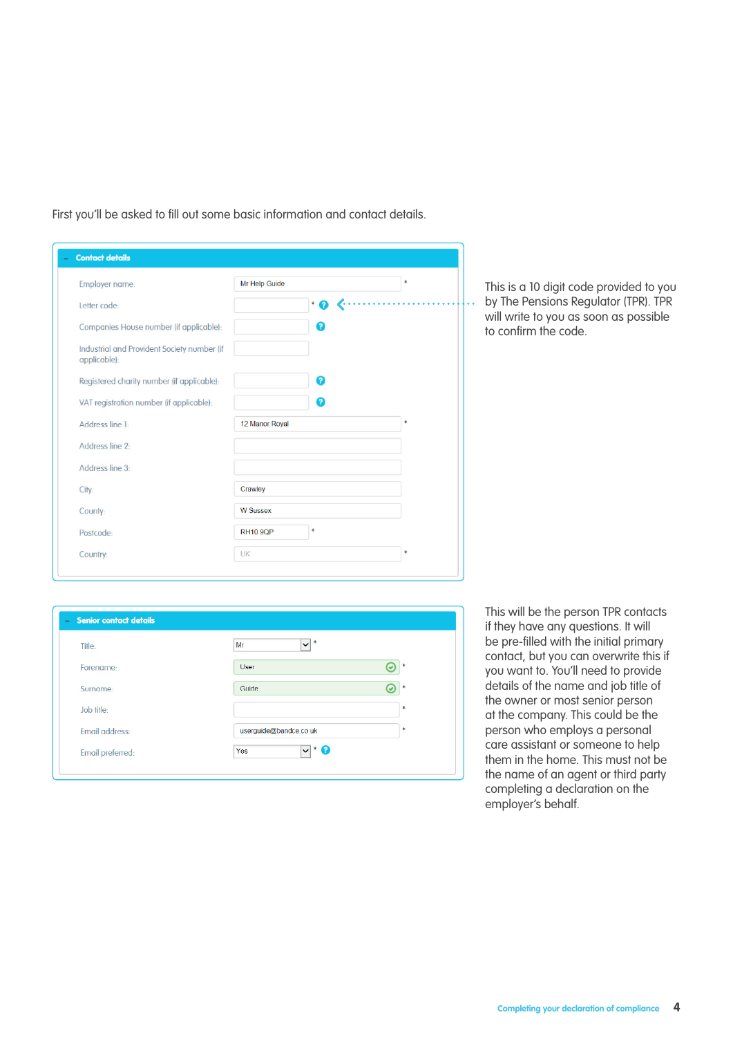First you'll be asked to fill out some basic information and contact details.

**Contact details**

| Field | Value | |
|---|---|---|
| Employer name: | Mr Help Guide | * |
| Letter code: | | * |
| Companies House number (if applicable): | | |
| Industrial and Provident Society number (if applicable): | | |
| Registered charity number (if applicable): | | |
| VAT registration number (if applicable): | | |
| Address line 1: | 12 Manor Royal | * |
| Address line 2: | | |
| Address line 3: | | |
| City: | Crawley | |
| County: | W Sussex | |
| Postcode: | RH10 9QP | * |
| Country: | UK | * |

This is a 10 digit code provided to you by The Pensions Regulator (TPR). TPR will write to you as soon as possible to confirm the code.

**Senior contact details**

| Field | Value | |
|---|---|---|
| Title: | Mr | * |
| Forename: | User | * |
| Surname: | Guide | * |
| Job title: | | * |
| Email address: | userguide@bandce.co.uk | * |
| Email preferred: | Yes | * |

This will be the person TPR contacts if they have any questions. It will be pre-filled with the initial primary contact, but you can overwrite this if you want to. You'll need to provide details of the name and job title of the owner or most senior person at the company. This could be the person who employs a personal care assistant or someone to help them in the home. This must not be the name of an agent or third party completing a declaration on the employer's behalf.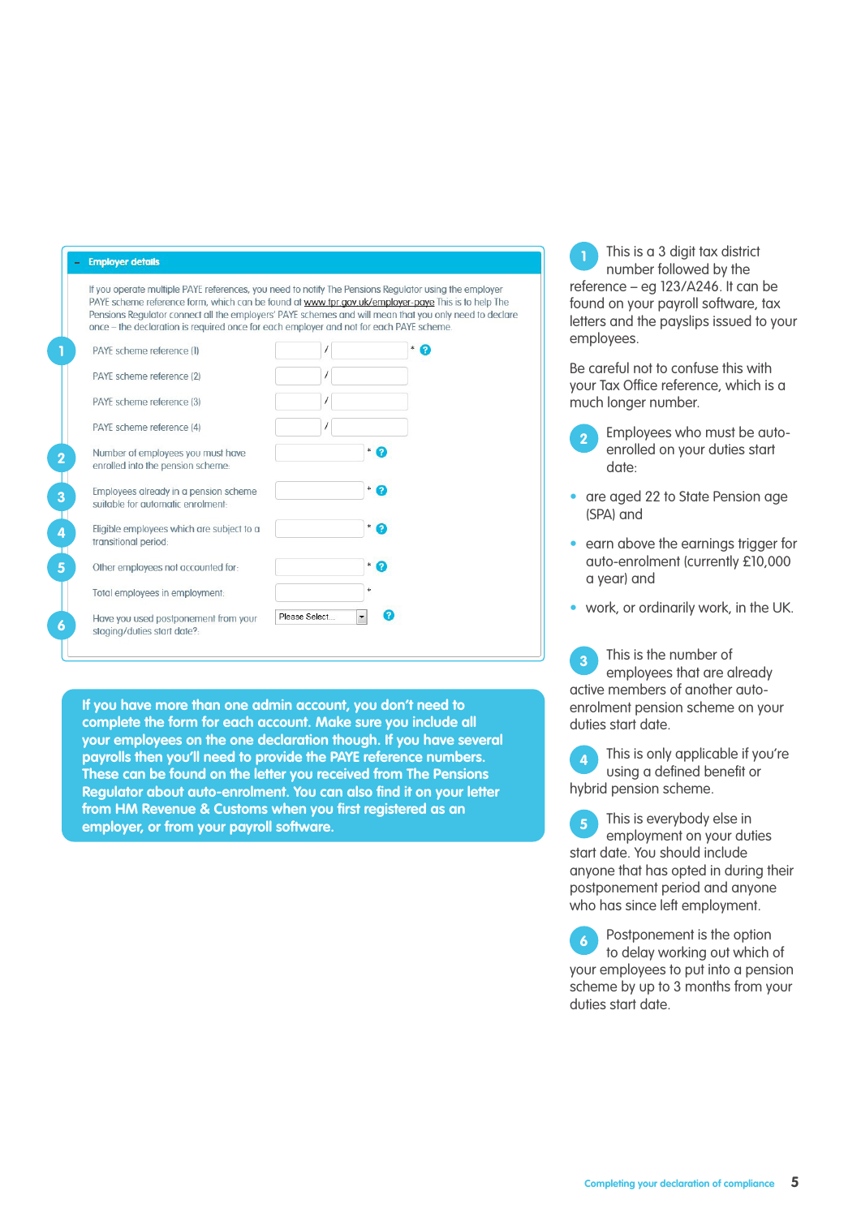**Employer details**

If you operate multiple PAYE references, you need to notify The Pensions Regulator using the employer PAYE scheme reference form, which can be found at www.tpr.gov.uk/employer-paye This is to help The Pensions Regulator connect all the employers' PAYE schemes and will mean that you only need to declare once – the declaration is required once for each employer and not for each PAYE scheme.

| # | Field | Entry |
|---|---|---|
| 1 | PAYE scheme reference (1) | / * |
| | PAYE scheme reference (2) | / |
| | PAYE scheme reference (3) | / |
| | PAYE scheme reference (4) | / |
| 2 | Number of employees you must have enrolled into the pension scheme: | * |
| 3 | Employees already in a pension scheme suitable for automatic enrolment: | * |
| 4 | Eligible employees which are subject to a transitional period: | * |
| 5 | Other employees not accounted for: | * |
| | Total employees in employment: | * |
| 6 | Have you used postponement from your staging/duties start date?: | Please Select... |

**If you have more than one admin account, you don't need to complete the form for each account. Make sure you include all your employees on the one declaration though. If you have several payrolls then you'll need to provide the PAYE reference numbers. These can be found on the letter you received from The Pensions Regulator about auto-enrolment. You can also find it on your letter from HM Revenue & Customs when you first registered as an employer, or from your payroll software.**

1. This is a 3 digit tax district number followed by the reference – eg 123/A246. It can be found on your payroll software, tax letters and the payslips issued to your employees.

   Be careful not to confuse this with your Tax Office reference, which is a much longer number.

2. Employees who must be auto-enrolled on your duties start date:
   - are aged 22 to State Pension age (SPA) and
   - earn above the earnings trigger for auto-enrolment (currently £10,000 a year) and
   - work, or ordinarily work, in the UK.

3. This is the number of employees that are already active members of another auto-enrolment pension scheme on your duties start date.

4. This is only applicable if you're using a defined benefit or hybrid pension scheme.

5. This is everybody else in employment on your duties start date. You should include anyone that has opted in during their postponement period and anyone who has since left employment.

6. Postponement is the option to delay working out which of your employees to put into a pension scheme by up to 3 months from your duties start date.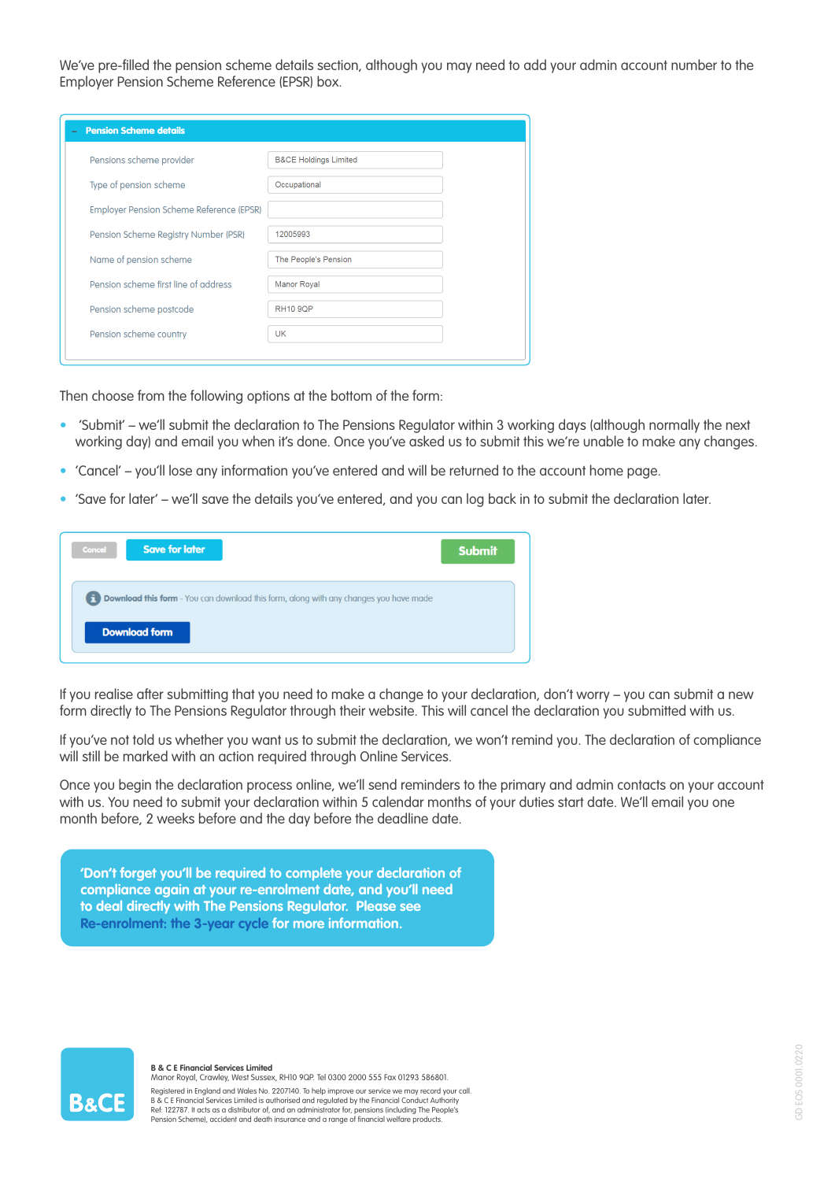We've pre-filled the pension scheme details section, although you may need to add your admin account number to the Employer Pension Scheme Reference (EPSR) box.

**Pension Scheme details**

| | |
|---|---|
| Pensions scheme provider | B&CE Holdings Limited |
| Type of pension scheme | Occupational |
| Employer Pension Scheme Reference (EPSR) | |
| Pension Scheme Registry Number (PSR) | 12005993 |
| Name of pension scheme | The People's Pension |
| Pension scheme first line of address | Manor Royal |
| Pension scheme postcode | RH10 9QP |
| Pension scheme country | UK |

Then choose from the following options at the bottom of the form:

- 'Submit' – we'll submit the declaration to The Pensions Regulator within 3 working days (although normally the next working day) and email you when it's done. Once you've asked us to submit this we're unable to make any changes.
- 'Cancel' – you'll lose any information you've entered and will be returned to the account home page.
- 'Save for later' – we'll save the details you've entered, and you can log back in to submit the declaration later.

Cancel | Save for later | Submit

**Download this form** - You can download this form, along with any changes you have made

Download form

If you realise after submitting that you need to make a change to your declaration, don't worry – you can submit a new form directly to The Pensions Regulator through their website. This will cancel the declaration you submitted with us.

If you've not told us whether you want us to submit the declaration, we won't remind you. The declaration of compliance will still be marked with an action required through Online Services.

Once you begin the declaration process online, we'll send reminders to the primary and admin contacts on your account with us. You need to submit your declaration within 5 calendar months of your duties start date. We'll email you one month before, 2 weeks before and the day before the deadline date.

**'Don't forget you'll be required to complete your declaration of compliance again at your re-enrolment date, and you'll need to deal directly with The Pensions Regulator. Please see Re-enrolment: the 3-year cycle for more information.**

B&CE

**B & C E Financial Services Limited**
Manor Royal, Crawley, West Sussex, RH10 9QP. Tel 0300 2000 555 Fax 01293 586801.
Registered in England and Wales No. 2207140. To help improve our service we may record your call.
B & C E Financial Services Limited is authorised and regulated by the Financial Conduct Authority Ref: 122787. It acts as a distributor of, and an administrator for, pensions (including The People's Pension Scheme), accident and death insurance and a range of financial welfare products.

GD EOS 0001 0220